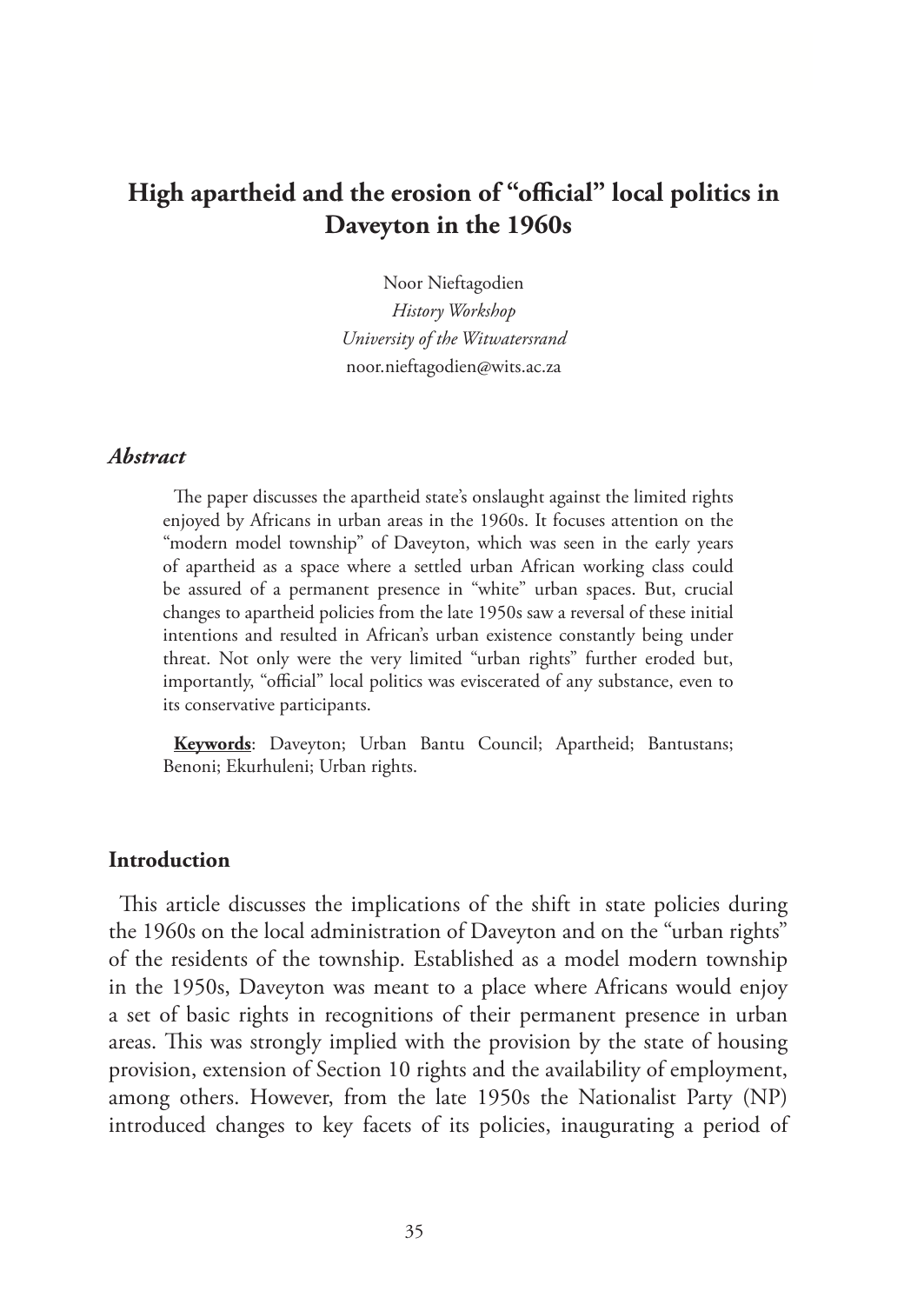# High apartheid and the erosion of "official" local politics in Daveyton in the 1960s

Noor Nieftagodien
*History Workshop*
*University of the Witwatersrand*
noor.nieftagodien@wits.ac.za

### *Abstract*

The paper discusses the apartheid state's onslaught against the limited rights enjoyed by Africans in urban areas in the 1960s. It focuses attention on the "modern model township" of Daveyton, which was seen in the early years of apartheid as a space where a settled urban African working class could be assured of a permanent presence in "white" urban spaces. But, crucial changes to apartheid policies from the late 1950s saw a reversal of these initial intentions and resulted in African's urban existence constantly being under threat. Not only were the very limited "urban rights" further eroded but, importantly, "official" local politics was eviscerated of any substance, even to its conservative participants.

**Keywords**: Daveyton; Urban Bantu Council; Apartheid; Bantustans; Benoni; Ekurhuleni; Urban rights.

## Introduction

This article discusses the implications of the shift in state policies during the 1960s on the local administration of Daveyton and on the "urban rights" of the residents of the township. Established as a model modern township in the 1950s, Daveyton was meant to a place where Africans would enjoy a set of basic rights in recognitions of their permanent presence in urban areas. This was strongly implied with the provision by the state of housing provision, extension of Section 10 rights and the availability of employment, among others. However, from the late 1950s the Nationalist Party (NP) introduced changes to key facets of its policies, inaugurating a period of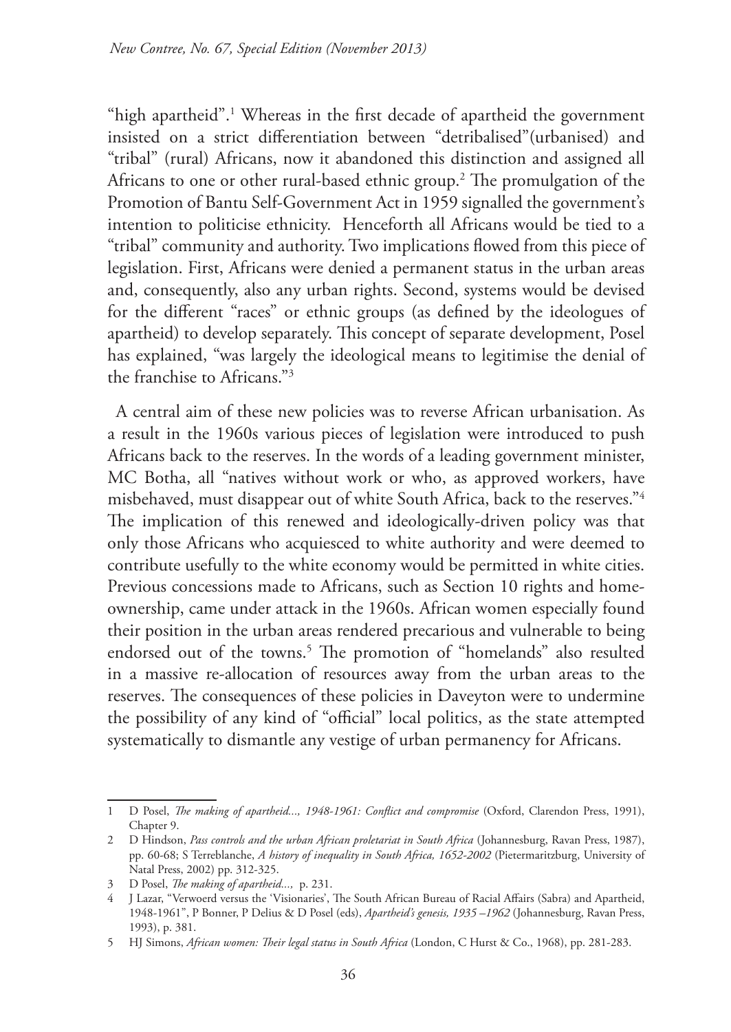"high apartheid".[1] Whereas in the first decade of apartheid the government insisted on a strict differentiation between "detribalised"(urbanised) and "tribal" (rural) Africans, now it abandoned this distinction and assigned all Africans to one or other rural-based ethnic group.[2] The promulgation of the Promotion of Bantu Self-Government Act in 1959 signalled the government's intention to politicise ethnicity. Henceforth all Africans would be tied to a "tribal" community and authority. Two implications flowed from this piece of legislation. First, Africans were denied a permanent status in the urban areas and, consequently, also any urban rights. Second, systems would be devised for the different "races" or ethnic groups (as defined by the ideologues of apartheid) to develop separately. This concept of separate development, Posel has explained, "was largely the ideological means to legitimise the denial of the franchise to Africans."[3]

A central aim of these new policies was to reverse African urbanisation. As a result in the 1960s various pieces of legislation were introduced to push Africans back to the reserves. In the words of a leading government minister, MC Botha, all "natives without work or who, as approved workers, have misbehaved, must disappear out of white South Africa, back to the reserves."[4] The implication of this renewed and ideologically-driven policy was that only those Africans who acquiesced to white authority and were deemed to contribute usefully to the white economy would be permitted in white cities. Previous concessions made to Africans, such as Section 10 rights and home-ownership, came under attack in the 1960s. African women especially found their position in the urban areas rendered precarious and vulnerable to being endorsed out of the towns.[5] The promotion of "homelands" also resulted in a massive re-allocation of resources away from the urban areas to the reserves. The consequences of these policies in Daveyton were to undermine the possibility of any kind of "official" local politics, as the state attempted systematically to dismantle any vestige of urban permanency for Africans.

---

1 D Posel, *The making of apartheid..., 1948-1961: Conflict and compromise* (Oxford, Clarendon Press, 1991), Chapter 9.

2 D Hindson, *Pass controls and the urban African proletariat in South Africa* (Johannesburg, Ravan Press, 1987), pp. 60-68; S Terreblanche, *A history of inequality in South Africa, 1652-2002* (Pietermaritzburg, University of Natal Press, 2002) pp. 312-325.

3 D Posel, *The making of apartheid...,* p. 231.

4 J Lazar, "Verwoerd versus the 'Visionaries', The South African Bureau of Racial Affairs (Sabra) and Apartheid, 1948-1961", P Bonner, P Delius & D Posel (eds), *Apartheid's genesis, 1935 –1962* (Johannesburg, Ravan Press, 1993), p. 381.

5 HJ Simons, *African women: Their legal status in South Africa* (London, C Hurst & Co., 1968), pp. 281-283.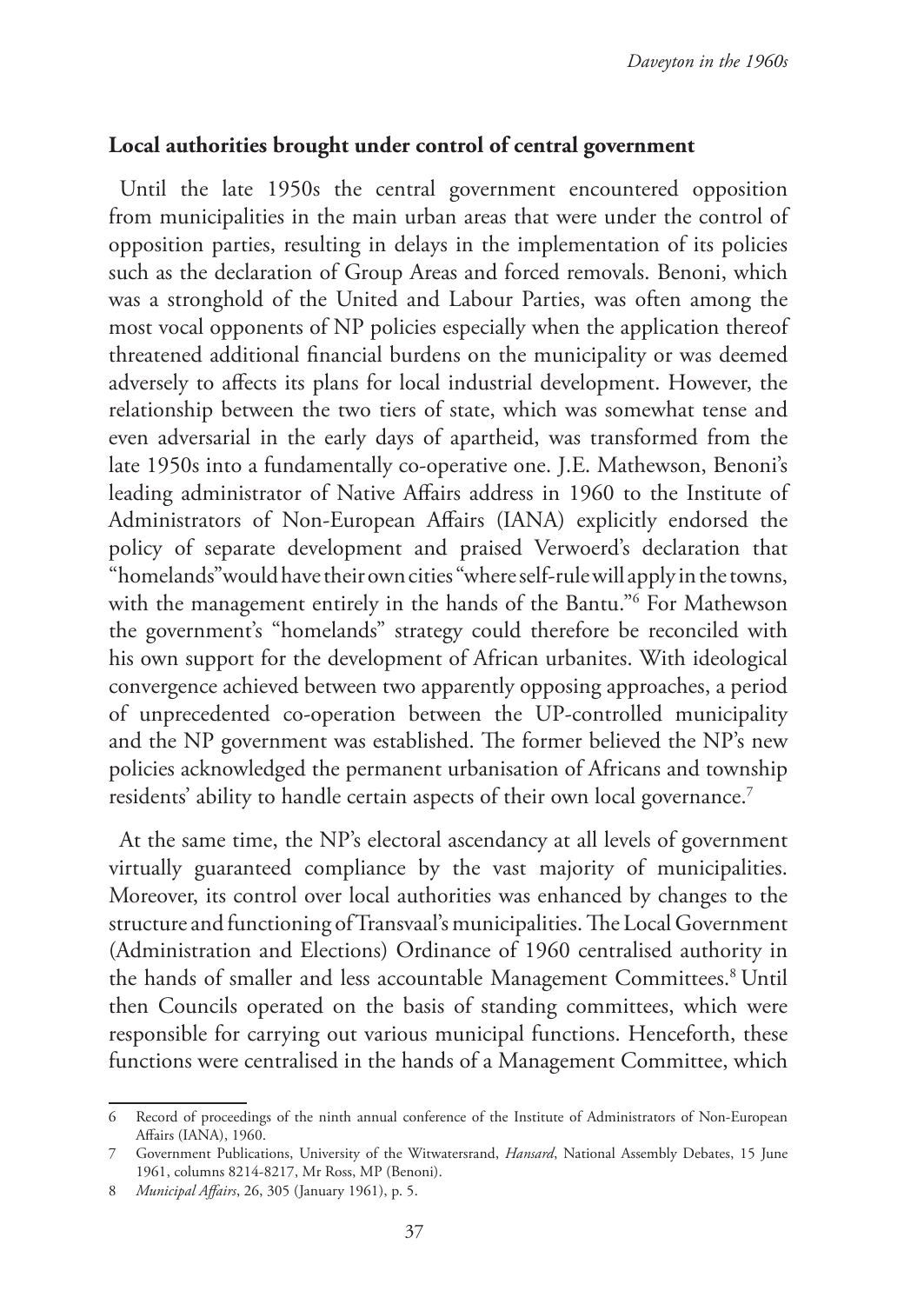## Local authorities brought under control of central government

Until the late 1950s the central government encountered opposition from municipalities in the main urban areas that were under the control of opposition parties, resulting in delays in the implementation of its policies such as the declaration of Group Areas and forced removals. Benoni, which was a stronghold of the United and Labour Parties, was often among the most vocal opponents of NP policies especially when the application thereof threatened additional financial burdens on the municipality or was deemed adversely to affects its plans for local industrial development. However, the relationship between the two tiers of state, which was somewhat tense and even adversarial in the early days of apartheid, was transformed from the late 1950s into a fundamentally co-operative one. J.E. Mathewson, Benoni's leading administrator of Native Affairs address in 1960 to the Institute of Administrators of Non-European Affairs (IANA) explicitly endorsed the policy of separate development and praised Verwoerd's declaration that "homelands" would have their own cities "where self-rule will apply in the towns, with the management entirely in the hands of the Bantu."[6] For Mathewson the government's "homelands" strategy could therefore be reconciled with his own support for the development of African urbanites. With ideological convergence achieved between two apparently opposing approaches, a period of unprecedented co-operation between the UP-controlled municipality and the NP government was established. The former believed the NP's new policies acknowledged the permanent urbanisation of Africans and township residents' ability to handle certain aspects of their own local governance.[7]

At the same time, the NP's electoral ascendancy at all levels of government virtually guaranteed compliance by the vast majority of municipalities. Moreover, its control over local authorities was enhanced by changes to the structure and functioning of Transvaal's municipalities. The Local Government (Administration and Elections) Ordinance of 1960 centralised authority in the hands of smaller and less accountable Management Committees.[8] Until then Councils operated on the basis of standing committees, which were responsible for carrying out various municipal functions. Henceforth, these functions were centralised in the hands of a Management Committee, which

---

6 Record of proceedings of the ninth annual conference of the Institute of Administrators of Non-European Affairs (IANA), 1960.

7 Government Publications, University of the Witwatersrand, *Hansard*, National Assembly Debates, 15 June 1961, columns 8214-8217, Mr Ross, MP (Benoni).

8 *Municipal Affairs*, 26, 305 (January 1961), p. 5.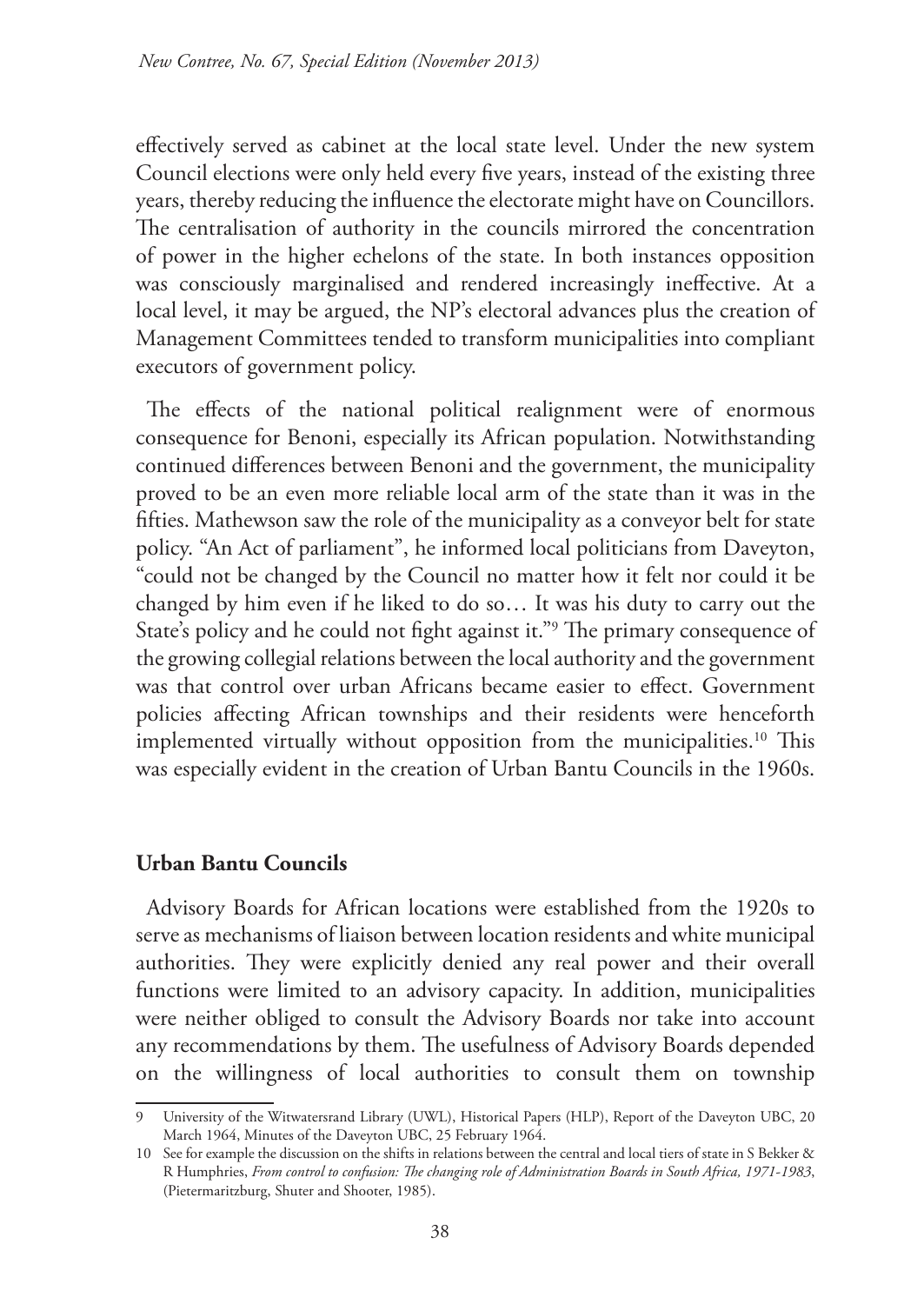effectively served as cabinet at the local state level. Under the new system Council elections were only held every five years, instead of the existing three years, thereby reducing the influence the electorate might have on Councillors. The centralisation of authority in the councils mirrored the concentration of power in the higher echelons of the state. In both instances opposition was consciously marginalised and rendered increasingly ineffective. At a local level, it may be argued, the NP's electoral advances plus the creation of Management Committees tended to transform municipalities into compliant executors of government policy.

The effects of the national political realignment were of enormous consequence for Benoni, especially its African population. Notwithstanding continued differences between Benoni and the government, the municipality proved to be an even more reliable local arm of the state than it was in the fifties. Mathewson saw the role of the municipality as a conveyor belt for state policy. "An Act of parliament", he informed local politicians from Daveyton, "could not be changed by the Council no matter how it felt nor could it be changed by him even if he liked to do so… It was his duty to carry out the State's policy and he could not fight against it."[9] The primary consequence of the growing collegial relations between the local authority and the government was that control over urban Africans became easier to effect. Government policies affecting African townships and their residents were henceforth implemented virtually without opposition from the municipalities.[10] This was especially evident in the creation of Urban Bantu Councils in the 1960s.

## Urban Bantu Councils

Advisory Boards for African locations were established from the 1920s to serve as mechanisms of liaison between location residents and white municipal authorities. They were explicitly denied any real power and their overall functions were limited to an advisory capacity. In addition, municipalities were neither obliged to consult the Advisory Boards nor take into account any recommendations by them. The usefulness of Advisory Boards depended on the willingness of local authorities to consult them on township

---

9 University of the Witwatersrand Library (UWL), Historical Papers (HLP), Report of the Daveyton UBC, 20 March 1964, Minutes of the Daveyton UBC, 25 February 1964.

10 See for example the discussion on the shifts in relations between the central and local tiers of state in S Bekker & R Humphries, *From control to confusion: The changing role of Administration Boards in South Africa, 1971-1983*, (Pietermaritzburg, Shuter and Shooter, 1985).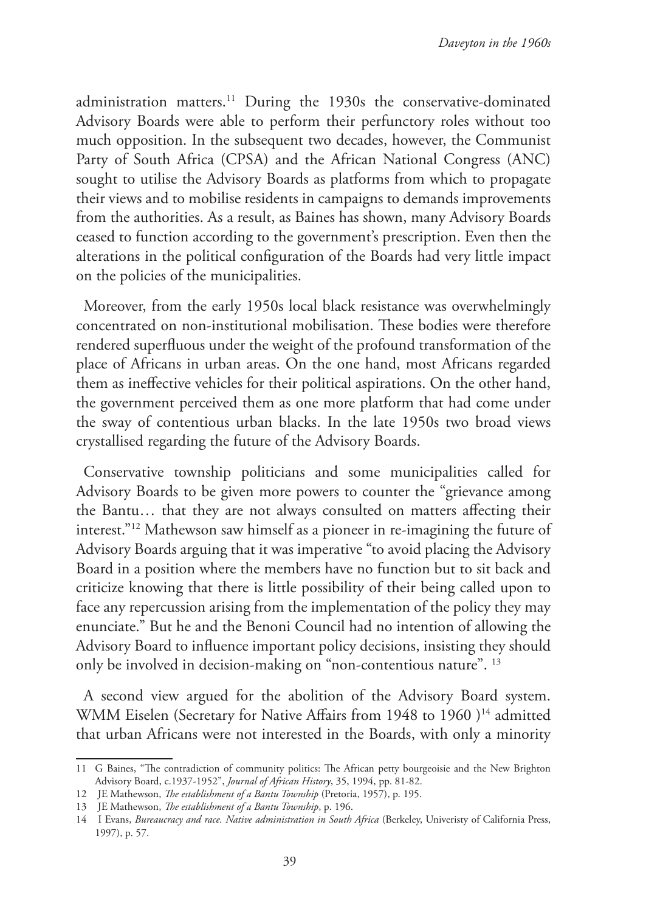administration matters.[11] During the 1930s the conservative-dominated Advisory Boards were able to perform their perfunctory roles without too much opposition. In the subsequent two decades, however, the Communist Party of South Africa (CPSA) and the African National Congress (ANC) sought to utilise the Advisory Boards as platforms from which to propagate their views and to mobilise residents in campaigns to demands improvements from the authorities. As a result, as Baines has shown, many Advisory Boards ceased to function according to the government's prescription. Even then the alterations in the political configuration of the Boards had very little impact on the policies of the municipalities.

Moreover, from the early 1950s local black resistance was overwhelmingly concentrated on non-institutional mobilisation. These bodies were therefore rendered superfluous under the weight of the profound transformation of the place of Africans in urban areas. On the one hand, most Africans regarded them as ineffective vehicles for their political aspirations. On the other hand, the government perceived them as one more platform that had come under the sway of contentious urban blacks. In the late 1950s two broad views crystallised regarding the future of the Advisory Boards.

Conservative township politicians and some municipalities called for Advisory Boards to be given more powers to counter the "grievance among the Bantu… that they are not always consulted on matters affecting their interest."[12] Mathewson saw himself as a pioneer in re-imagining the future of Advisory Boards arguing that it was imperative "to avoid placing the Advisory Board in a position where the members have no function but to sit back and criticize knowing that there is little possibility of their being called upon to face any repercussion arising from the implementation of the policy they may enunciate." But he and the Benoni Council had no intention of allowing the Advisory Board to influence important policy decisions, insisting they should only be involved in decision-making on "non-contentious nature". [13]

A second view argued for the abolition of the Advisory Board system. WMM Eiselen (Secretary for Native Affairs from 1948 to 1960 )[14] admitted that urban Africans were not interested in the Boards, with only a minority

---

11 G Baines, "The contradiction of community politics: The African petty bourgeoisie and the New Brighton Advisory Board, c.1937-1952", *Journal of African History*, 35, 1994, pp. 81-82.

12 JE Mathewson, *The establishment of a Bantu Township* (Pretoria, 1957), p. 195.

13 JE Mathewson, *The establishment of a Bantu Township*, p. 196.

14 I Evans, *Bureaucracy and race. Native administration in South Africa* (Berkeley, Univeristy of California Press, 1997), p. 57.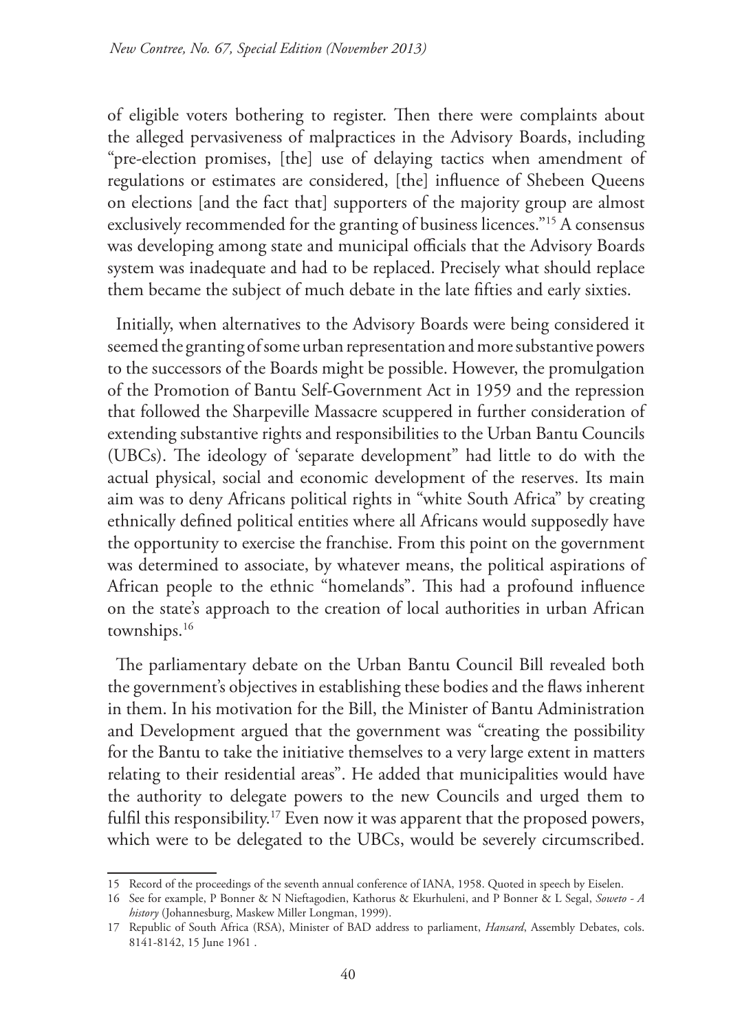of eligible voters bothering to register. Then there were complaints about the alleged pervasiveness of malpractices in the Advisory Boards, including "pre-election promises, [the] use of delaying tactics when amendment of regulations or estimates are considered, [the] influence of Shebeen Queens on elections [and the fact that] supporters of the majority group are almost exclusively recommended for the granting of business licences."[15] A consensus was developing among state and municipal officials that the Advisory Boards system was inadequate and had to be replaced. Precisely what should replace them became the subject of much debate in the late fifties and early sixties.

Initially, when alternatives to the Advisory Boards were being considered it seemed the granting of some urban representation and more substantive powers to the successors of the Boards might be possible. However, the promulgation of the Promotion of Bantu Self-Government Act in 1959 and the repression that followed the Sharpeville Massacre scuppered in further consideration of extending substantive rights and responsibilities to the Urban Bantu Councils (UBCs). The ideology of 'separate development" had little to do with the actual physical, social and economic development of the reserves. Its main aim was to deny Africans political rights in "white South Africa" by creating ethnically defined political entities where all Africans would supposedly have the opportunity to exercise the franchise. From this point on the government was determined to associate, by whatever means, the political aspirations of African people to the ethnic "homelands". This had a profound influence on the state's approach to the creation of local authorities in urban African townships.[16]

The parliamentary debate on the Urban Bantu Council Bill revealed both the government's objectives in establishing these bodies and the flaws inherent in them. In his motivation for the Bill, the Minister of Bantu Administration and Development argued that the government was "creating the possibility for the Bantu to take the initiative themselves to a very large extent in matters relating to their residential areas". He added that municipalities would have the authority to delegate powers to the new Councils and urged them to fulfil this responsibility.[17] Even now it was apparent that the proposed powers, which were to be delegated to the UBCs, would be severely circumscribed.

---

15 Record of the proceedings of the seventh annual conference of IANA, 1958. Quoted in speech by Eiselen.

16 See for example, P Bonner & N Nieftagodien, Kathorus & Ekurhuleni, and P Bonner & L Segal, *Soweto - A history* (Johannesburg, Maskew Miller Longman, 1999).

17 Republic of South Africa (RSA), Minister of BAD address to parliament, *Hansard*, Assembly Debates, cols. 8141-8142, 15 June 1961 .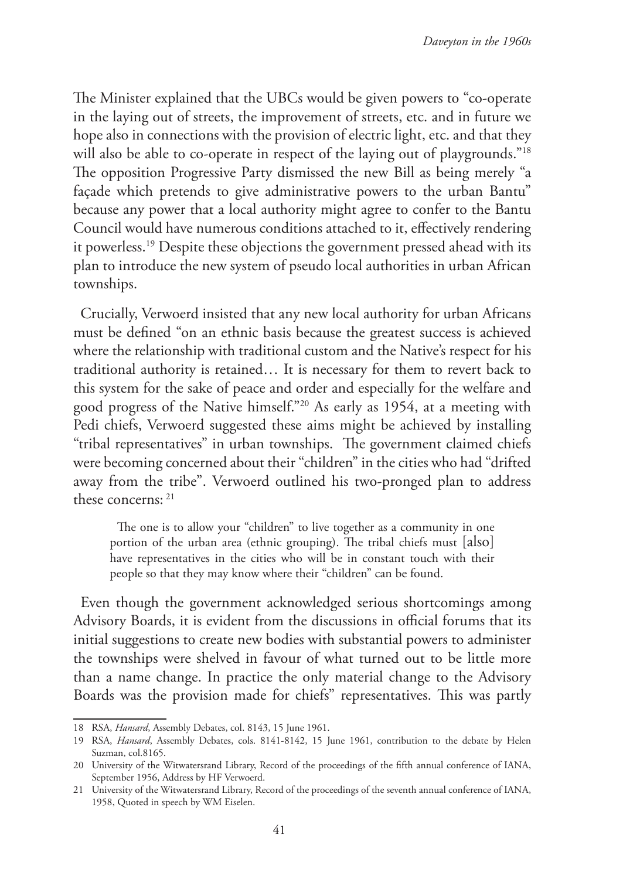The Minister explained that the UBCs would be given powers to "co-operate in the laying out of streets, the improvement of streets, etc. and in future we hope also in connections with the provision of electric light, etc. and that they will also be able to co-operate in respect of the laying out of playgrounds."[18] The opposition Progressive Party dismissed the new Bill as being merely "a façade which pretends to give administrative powers to the urban Bantu" because any power that a local authority might agree to confer to the Bantu Council would have numerous conditions attached to it, effectively rendering it powerless.[19] Despite these objections the government pressed ahead with its plan to introduce the new system of pseudo local authorities in urban African townships.

Crucially, Verwoerd insisted that any new local authority for urban Africans must be defined "on an ethnic basis because the greatest success is achieved where the relationship with traditional custom and the Native's respect for his traditional authority is retained… It is necessary for them to revert back to this system for the sake of peace and order and especially for the welfare and good progress of the Native himself."[20] As early as 1954, at a meeting with Pedi chiefs, Verwoerd suggested these aims might be achieved by installing "tribal representatives" in urban townships. The government claimed chiefs were becoming concerned about their "children" in the cities who had "drifted away from the tribe". Verwoerd outlined his two-pronged plan to address these concerns: [21]

> The one is to allow your "children" to live together as a community in one portion of the urban area (ethnic grouping). The tribal chiefs must [also] have representatives in the cities who will be in constant touch with their people so that they may know where their "children" can be found.

Even though the government acknowledged serious shortcomings among Advisory Boards, it is evident from the discussions in official forums that its initial suggestions to create new bodies with substantial powers to administer the townships were shelved in favour of what turned out to be little more than a name change. In practice the only material change to the Advisory Boards was the provision made for chiefs" representatives. This was partly

---

18 RSA, *Hansard*, Assembly Debates, col. 8143, 15 June 1961.

19 RSA, *Hansard*, Assembly Debates, cols. 8141-8142, 15 June 1961, contribution to the debate by Helen Suzman, col.8165.

20 University of the Witwatersrand Library, Record of the proceedings of the fifth annual conference of IANA, September 1956, Address by HF Verwoerd.

21 University of the Witwatersrand Library, Record of the proceedings of the seventh annual conference of IANA, 1958, Quoted in speech by WM Eiselen.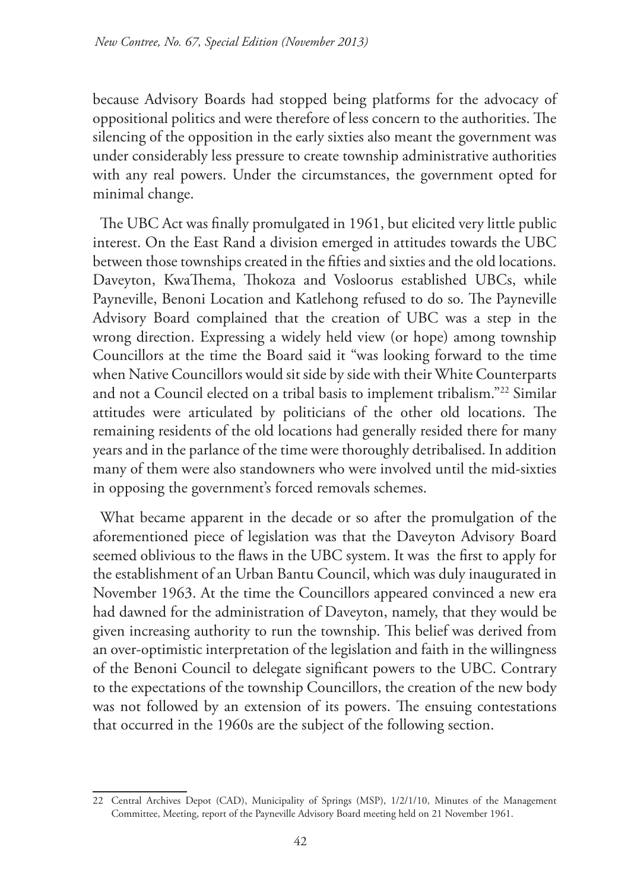because Advisory Boards had stopped being platforms for the advocacy of oppositional politics and were therefore of less concern to the authorities. The silencing of the opposition in the early sixties also meant the government was under considerably less pressure to create township administrative authorities with any real powers. Under the circumstances, the government opted for minimal change.

The UBC Act was finally promulgated in 1961, but elicited very little public interest. On the East Rand a division emerged in attitudes towards the UBC between those townships created in the fifties and sixties and the old locations. Daveyton, KwaThema, Thokoza and Vosloorus established UBCs, while Payneville, Benoni Location and Katlehong refused to do so. The Payneville Advisory Board complained that the creation of UBC was a step in the wrong direction. Expressing a widely held view (or hope) among township Councillors at the time the Board said it "was looking forward to the time when Native Councillors would sit side by side with their White Counterparts and not a Council elected on a tribal basis to implement tribalism."[22] Similar attitudes were articulated by politicians of the other old locations. The remaining residents of the old locations had generally resided there for many years and in the parlance of the time were thoroughly detribalised. In addition many of them were also standowners who were involved until the mid-sixties in opposing the government's forced removals schemes.

What became apparent in the decade or so after the promulgation of the aforementioned piece of legislation was that the Daveyton Advisory Board seemed oblivious to the flaws in the UBC system. It was the first to apply for the establishment of an Urban Bantu Council, which was duly inaugurated in November 1963. At the time the Councillors appeared convinced a new era had dawned for the administration of Daveyton, namely, that they would be given increasing authority to run the township. This belief was derived from an over-optimistic interpretation of the legislation and faith in the willingness of the Benoni Council to delegate significant powers to the UBC. Contrary to the expectations of the township Councillors, the creation of the new body was not followed by an extension of its powers. The ensuing contestations that occurred in the 1960s are the subject of the following section.

---

22 Central Archives Depot (CAD), Municipality of Springs (MSP), 1/2/1/10, Minutes of the Management Committee, Meeting, report of the Payneville Advisory Board meeting held on 21 November 1961.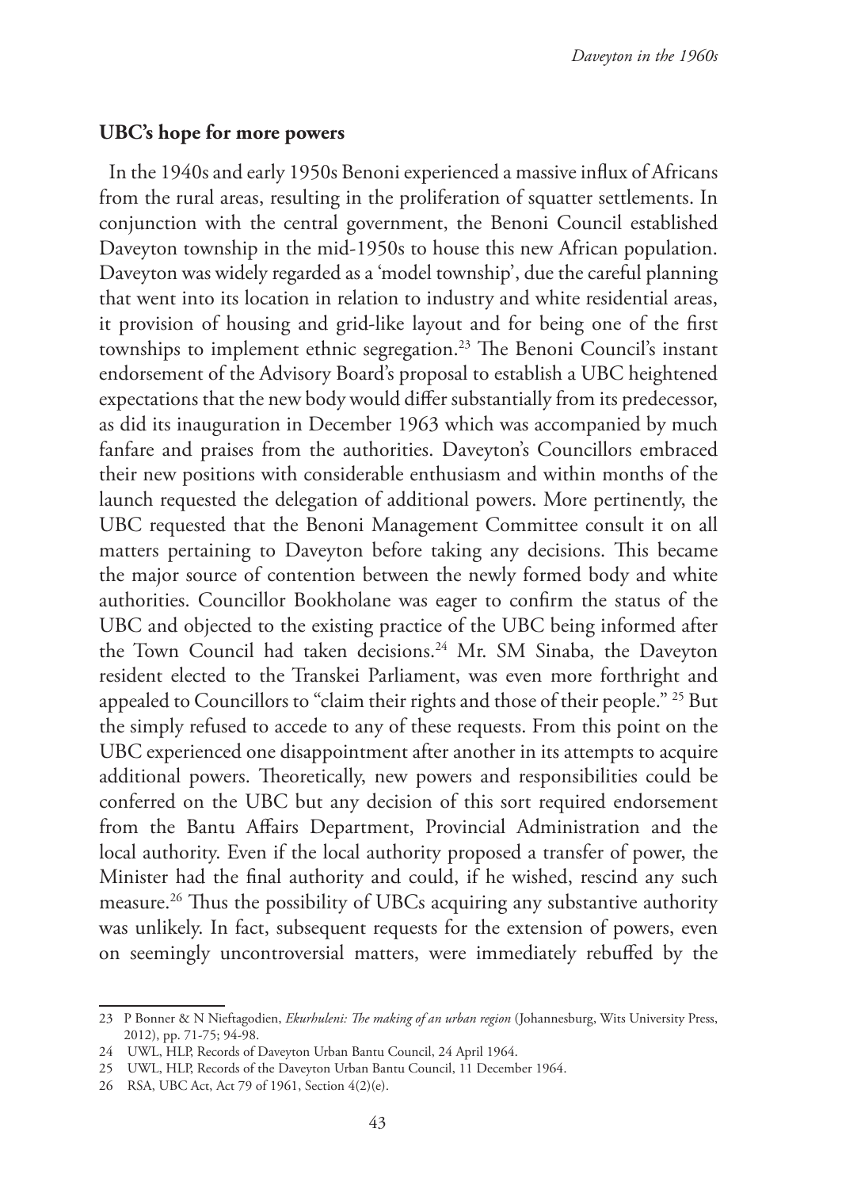**UBC's hope for more powers**

In the 1940s and early 1950s Benoni experienced a massive influx of Africans from the rural areas, resulting in the proliferation of squatter settlements. In conjunction with the central government, the Benoni Council established Daveyton township in the mid-1950s to house this new African population. Daveyton was widely regarded as a 'model township', due the careful planning that went into its location in relation to industry and white residential areas, it provision of housing and grid-like layout and for being one of the first townships to implement ethnic segregation.[23] The Benoni Council's instant endorsement of the Advisory Board's proposal to establish a UBC heightened expectations that the new body would differ substantially from its predecessor, as did its inauguration in December 1963 which was accompanied by much fanfare and praises from the authorities. Daveyton's Councillors embraced their new positions with considerable enthusiasm and within months of the launch requested the delegation of additional powers. More pertinently, the UBC requested that the Benoni Management Committee consult it on all matters pertaining to Daveyton before taking any decisions. This became the major source of contention between the newly formed body and white authorities. Councillor Bookholane was eager to confirm the status of the UBC and objected to the existing practice of the UBC being informed after the Town Council had taken decisions.[24] Mr. SM Sinaba, the Daveyton resident elected to the Transkei Parliament, was even more forthright and appealed to Councillors to "claim their rights and those of their people." [25] But the simply refused to accede to any of these requests. From this point on the UBC experienced one disappointment after another in its attempts to acquire additional powers. Theoretically, new powers and responsibilities could be conferred on the UBC but any decision of this sort required endorsement from the Bantu Affairs Department, Provincial Administration and the local authority. Even if the local authority proposed a transfer of power, the Minister had the final authority and could, if he wished, rescind any such measure.[26] Thus the possibility of UBCs acquiring any substantive authority was unlikely. In fact, subsequent requests for the extension of powers, even on seemingly uncontroversial matters, were immediately rebuffed by the

---

23 P Bonner & N Nieftagodien, *Ekurhuleni: The making of an urban region* (Johannesburg, Wits University Press, 2012), pp. 71-75; 94-98.

24 UWL, HLP, Records of Daveyton Urban Bantu Council, 24 April 1964.

25 UWL, HLP, Records of the Daveyton Urban Bantu Council, 11 December 1964.

26 RSA, UBC Act, Act 79 of 1961, Section 4(2)(e).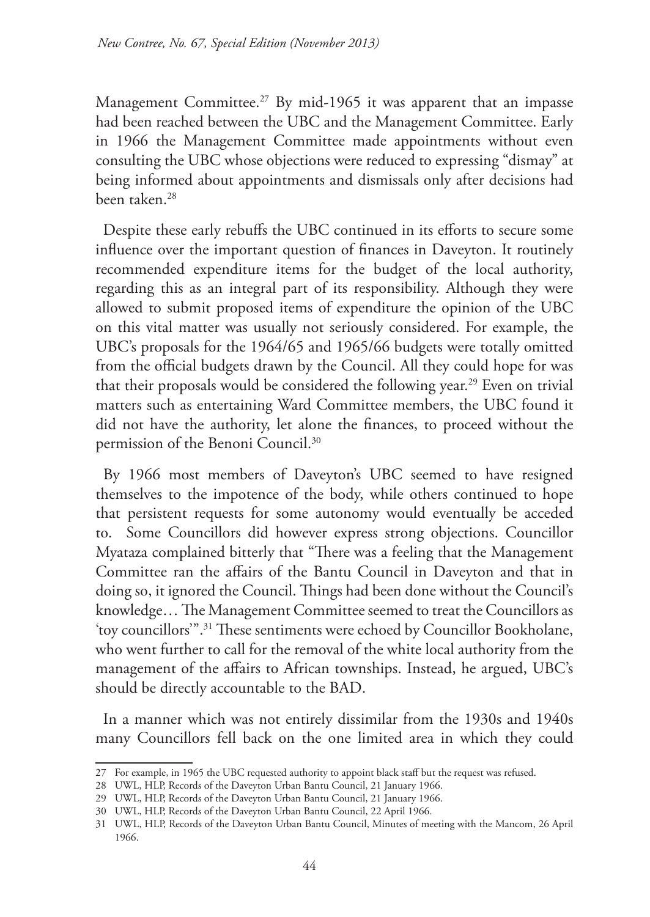Management Committee.[27] By mid-1965 it was apparent that an impasse had been reached between the UBC and the Management Committee. Early in 1966 the Management Committee made appointments without even consulting the UBC whose objections were reduced to expressing "dismay" at being informed about appointments and dismissals only after decisions had been taken.[28]

Despite these early rebuffs the UBC continued in its efforts to secure some influence over the important question of finances in Daveyton. It routinely recommended expenditure items for the budget of the local authority, regarding this as an integral part of its responsibility. Although they were allowed to submit proposed items of expenditure the opinion of the UBC on this vital matter was usually not seriously considered. For example, the UBC's proposals for the 1964/65 and 1965/66 budgets were totally omitted from the official budgets drawn by the Council. All they could hope for was that their proposals would be considered the following year.[29] Even on trivial matters such as entertaining Ward Committee members, the UBC found it did not have the authority, let alone the finances, to proceed without the permission of the Benoni Council.[30]

By 1966 most members of Daveyton's UBC seemed to have resigned themselves to the impotence of the body, while others continued to hope that persistent requests for some autonomy would eventually be acceded to. Some Councillors did however express strong objections. Councillor Myataza complained bitterly that "There was a feeling that the Management Committee ran the affairs of the Bantu Council in Daveyton and that in doing so, it ignored the Council. Things had been done without the Council's knowledge… The Management Committee seemed to treat the Councillors as 'toy councillors'".[31] These sentiments were echoed by Councillor Bookholane, who went further to call for the removal of the white local authority from the management of the affairs to African townships. Instead, he argued, UBC's should be directly accountable to the BAD.

In a manner which was not entirely dissimilar from the 1930s and 1940s many Councillors fell back on the one limited area in which they could

---

27 For example, in 1965 the UBC requested authority to appoint black staff but the request was refused.

28 UWL, HLP, Records of the Daveyton Urban Bantu Council, 21 January 1966.

29 UWL, HLP, Records of the Daveyton Urban Bantu Council, 21 January 1966.

30 UWL, HLP, Records of the Daveyton Urban Bantu Council, 22 April 1966.

31 UWL, HLP, Records of the Daveyton Urban Bantu Council, Minutes of meeting with the Mancom, 26 April 1966.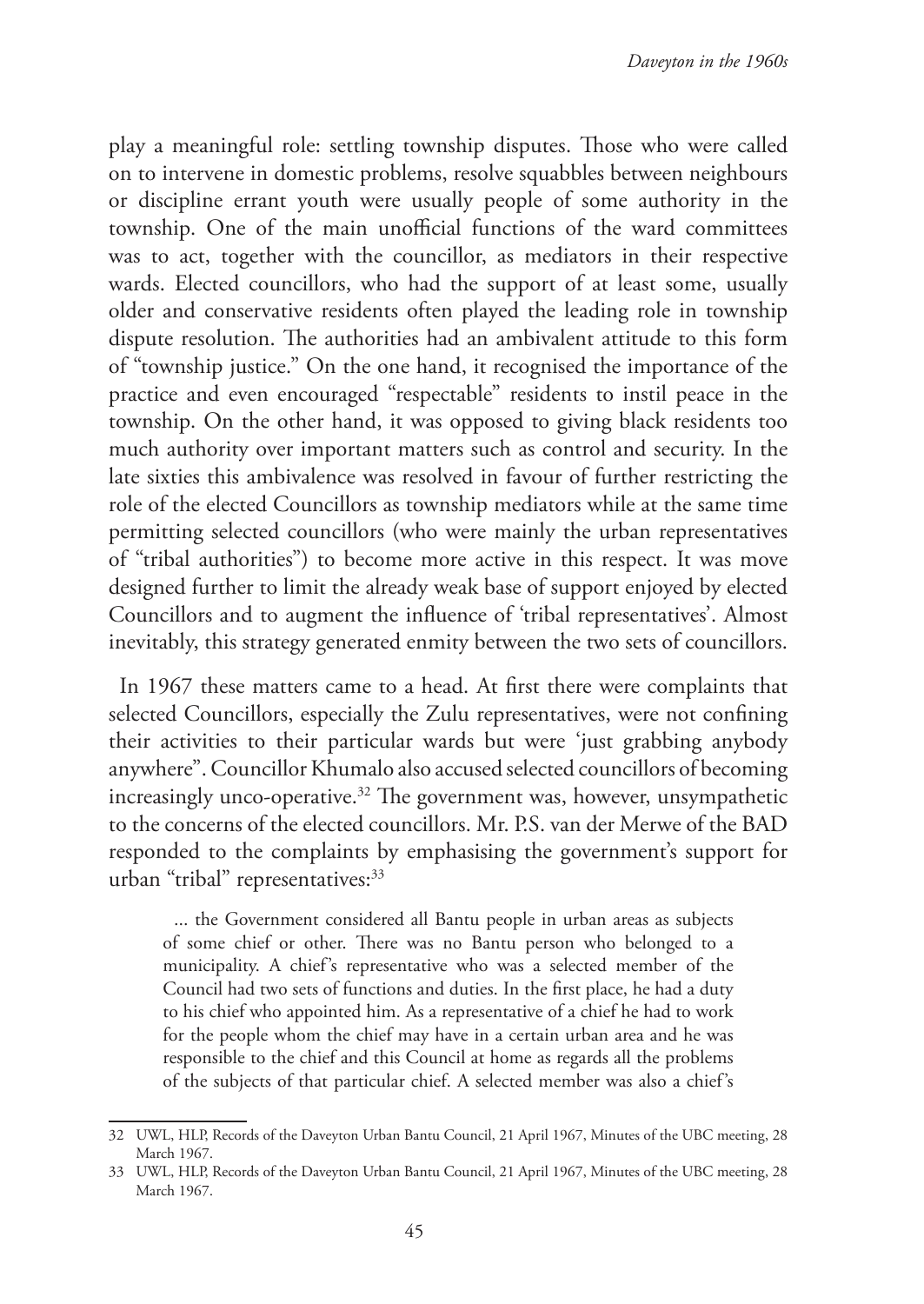play a meaningful role: settling township disputes. Those who were called on to intervene in domestic problems, resolve squabbles between neighbours or discipline errant youth were usually people of some authority in the township. One of the main unofficial functions of the ward committees was to act, together with the councillor, as mediators in their respective wards. Elected councillors, who had the support of at least some, usually older and conservative residents often played the leading role in township dispute resolution. The authorities had an ambivalent attitude to this form of "township justice." On the one hand, it recognised the importance of the practice and even encouraged "respectable" residents to instil peace in the township. On the other hand, it was opposed to giving black residents too much authority over important matters such as control and security. In the late sixties this ambivalence was resolved in favour of further restricting the role of the elected Councillors as township mediators while at the same time permitting selected councillors (who were mainly the urban representatives of "tribal authorities") to become more active in this respect. It was move designed further to limit the already weak base of support enjoyed by elected Councillors and to augment the influence of 'tribal representatives'. Almost inevitably, this strategy generated enmity between the two sets of councillors.

In 1967 these matters came to a head. At first there were complaints that selected Councillors, especially the Zulu representatives, were not confining their activities to their particular wards but were 'just grabbing anybody anywhere". Councillor Khumalo also accused selected councillors of becoming increasingly unco-operative.[32] The government was, however, unsympathetic to the concerns of the elected councillors. Mr. P.S. van der Merwe of the BAD responded to the complaints by emphasising the government's support for urban "tribal" representatives:[33]

> ... the Government considered all Bantu people in urban areas as subjects of some chief or other. There was no Bantu person who belonged to a municipality. A chief's representative who was a selected member of the Council had two sets of functions and duties. In the first place, he had a duty to his chief who appointed him. As a representative of a chief he had to work for the people whom the chief may have in a certain urban area and he was responsible to the chief and this Council at home as regards all the problems of the subjects of that particular chief. A selected member was also a chief's

---

32 UWL, HLP, Records of the Daveyton Urban Bantu Council, 21 April 1967, Minutes of the UBC meeting, 28 March 1967.

33 UWL, HLP, Records of the Daveyton Urban Bantu Council, 21 April 1967, Minutes of the UBC meeting, 28 March 1967.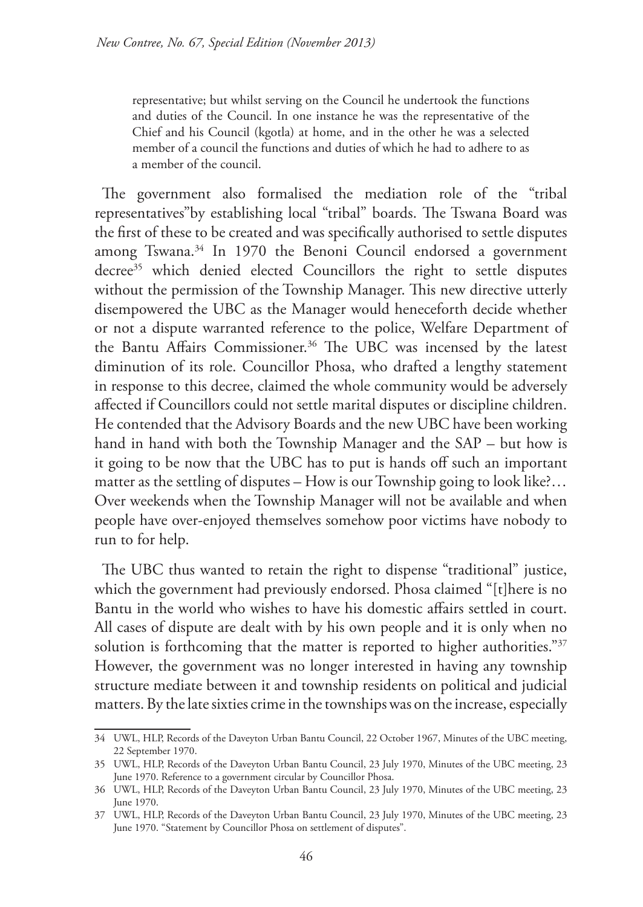> representative; but whilst serving on the Council he undertook the functions and duties of the Council. In one instance he was the representative of the Chief and his Council (kgotla) at home, and in the other he was a selected member of a council the functions and duties of which he had to adhere to as a member of the council.

The government also formalised the mediation role of the "tribal representatives"by establishing local "tribal" boards. The Tswana Board was the first of these to be created and was specifically authorised to settle disputes among Tswana.[34] In 1970 the Benoni Council endorsed a government decree[35] which denied elected Councillors the right to settle disputes without the permission of the Township Manager. This new directive utterly disempowered the UBC as the Manager would heneceforth decide whether or not a dispute warranted reference to the police, Welfare Department of the Bantu Affairs Commissioner.[36] The UBC was incensed by the latest diminution of its role. Councillor Phosa, who drafted a lengthy statement in response to this decree, claimed the whole community would be adversely affected if Councillors could not settle marital disputes or discipline children. He contended that the Advisory Boards and the new UBC have been working hand in hand with both the Township Manager and the SAP – but how is it going to be now that the UBC has to put is hands off such an important matter as the settling of disputes – How is our Township going to look like?… Over weekends when the Township Manager will not be available and when people have over-enjoyed themselves somehow poor victims have nobody to run to for help.

The UBC thus wanted to retain the right to dispense "traditional" justice, which the government had previously endorsed. Phosa claimed "[t]here is no Bantu in the world who wishes to have his domestic affairs settled in court. All cases of dispute are dealt with by his own people and it is only when no solution is forthcoming that the matter is reported to higher authorities."[37] However, the government was no longer interested in having any township structure mediate between it and township residents on political and judicial matters. By the late sixties crime in the townships was on the increase, especially

---

34 UWL, HLP, Records of the Daveyton Urban Bantu Council, 22 October 1967, Minutes of the UBC meeting, 22 September 1970.

35 UWL, HLP, Records of the Daveyton Urban Bantu Council, 23 July 1970, Minutes of the UBC meeting, 23 June 1970. Reference to a government circular by Councillor Phosa.

36 UWL, HLP, Records of the Daveyton Urban Bantu Council, 23 July 1970, Minutes of the UBC meeting, 23 June 1970.

37 UWL, HLP, Records of the Daveyton Urban Bantu Council, 23 July 1970, Minutes of the UBC meeting, 23 June 1970. "Statement by Councillor Phosa on settlement of disputes".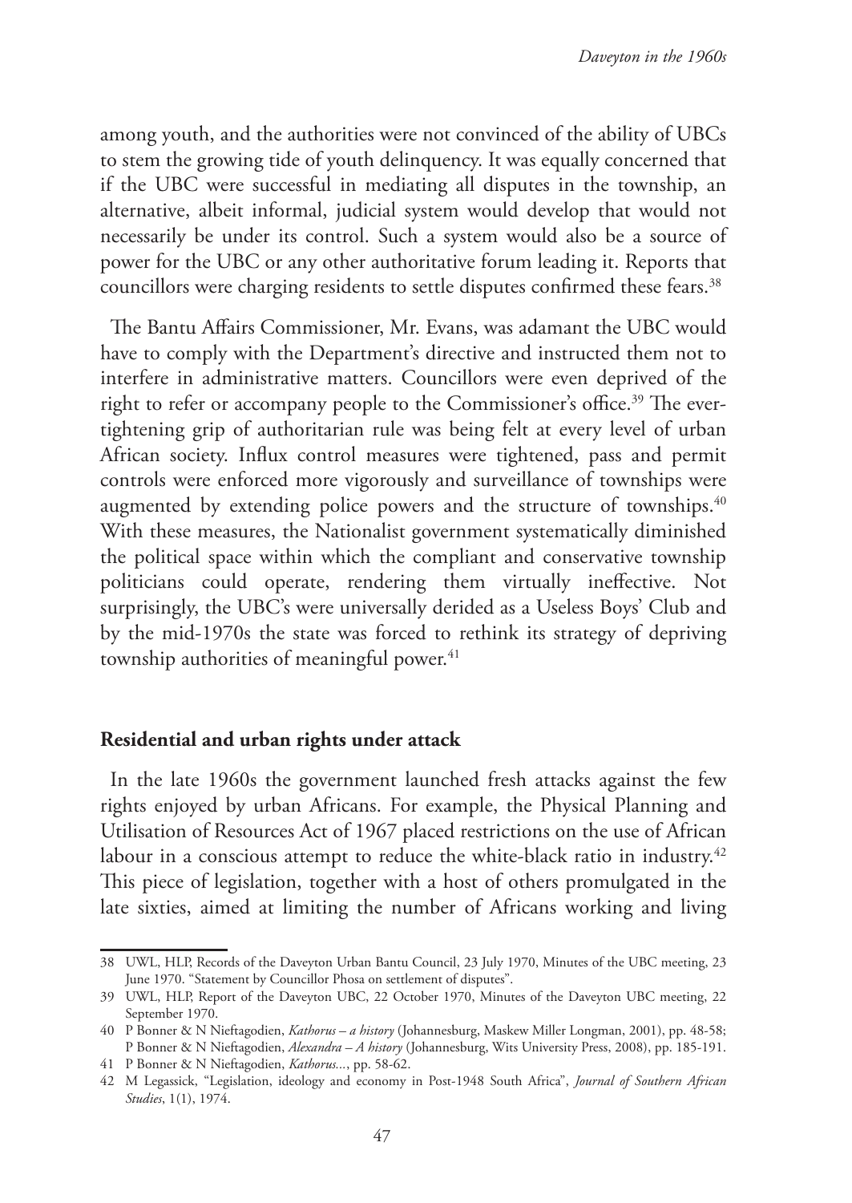among youth, and the authorities were not convinced of the ability of UBCs to stem the growing tide of youth delinquency. It was equally concerned that if the UBC were successful in mediating all disputes in the township, an alternative, albeit informal, judicial system would develop that would not necessarily be under its control. Such a system would also be a source of power for the UBC or any other authoritative forum leading it. Reports that councillors were charging residents to settle disputes confirmed these fears.[38]

The Bantu Affairs Commissioner, Mr. Evans, was adamant the UBC would have to comply with the Department's directive and instructed them not to interfere in administrative matters. Councillors were even deprived of the right to refer or accompany people to the Commissioner's office.[39] The ever-tightening grip of authoritarian rule was being felt at every level of urban African society. Influx control measures were tightened, pass and permit controls were enforced more vigorously and surveillance of townships were augmented by extending police powers and the structure of townships.[40] With these measures, the Nationalist government systematically diminished the political space within which the compliant and conservative township politicians could operate, rendering them virtually ineffective. Not surprisingly, the UBC's were universally derided as a Useless Boys' Club and by the mid-1970s the state was forced to rethink its strategy of depriving township authorities of meaningful power.[41]

## Residential and urban rights under attack

In the late 1960s the government launched fresh attacks against the few rights enjoyed by urban Africans. For example, the Physical Planning and Utilisation of Resources Act of 1967 placed restrictions on the use of African labour in a conscious attempt to reduce the white-black ratio in industry.[42] This piece of legislation, together with a host of others promulgated in the late sixties, aimed at limiting the number of Africans working and living

---

38 UWL, HLP, Records of the Daveyton Urban Bantu Council, 23 July 1970, Minutes of the UBC meeting, 23 June 1970. "Statement by Councillor Phosa on settlement of disputes".

39 UWL, HLP, Report of the Daveyton UBC, 22 October 1970, Minutes of the Daveyton UBC meeting, 22 September 1970.

40 P Bonner & N Nieftagodien, *Kathorus – a history* (Johannesburg, Maskew Miller Longman, 2001), pp. 48-58; P Bonner & N Nieftagodien, *Alexandra – A history* (Johannesburg, Wits University Press, 2008), pp. 185-191.

41 P Bonner & N Nieftagodien, *Kathorus...*, pp. 58-62.

42 M Legassick, "Legislation, ideology and economy in Post-1948 South Africa", *Journal of Southern African Studies*, 1(1), 1974.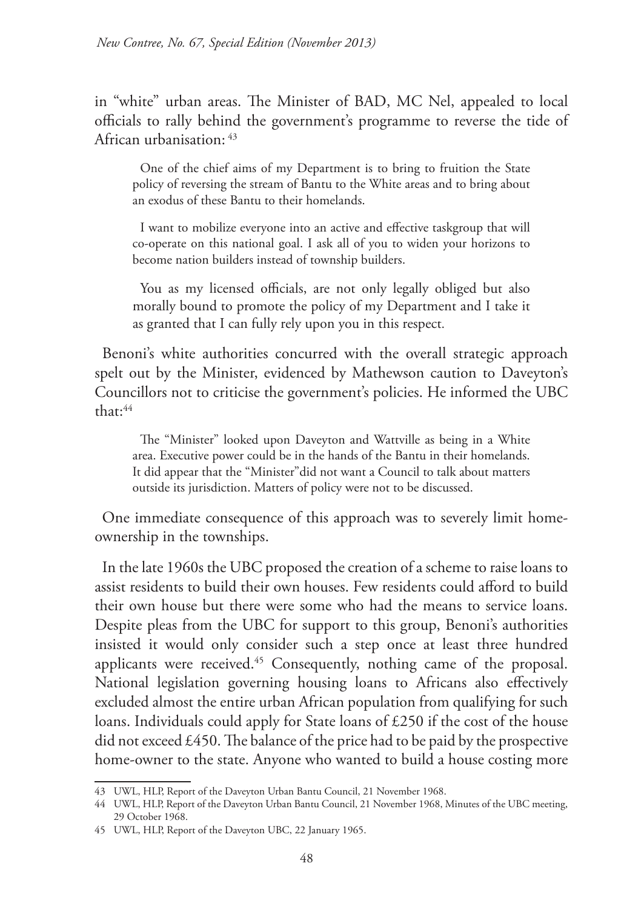in "white" urban areas. The Minister of BAD, MC Nel, appealed to local officials to rally behind the government's programme to reverse the tide of African urbanisation: [43]

> One of the chief aims of my Department is to bring to fruition the State policy of reversing the stream of Bantu to the White areas and to bring about an exodus of these Bantu to their homelands.
>
> I want to mobilize everyone into an active and effective taskgroup that will co-operate on this national goal. I ask all of you to widen your horizons to become nation builders instead of township builders.
>
> You as my licensed officials, are not only legally obliged but also morally bound to promote the policy of my Department and I take it as granted that I can fully rely upon you in this respect.

Benoni's white authorities concurred with the overall strategic approach spelt out by the Minister, evidenced by Mathewson caution to Daveyton's Councillors not to criticise the government's policies. He informed the UBC that:[44]

> The "Minister" looked upon Daveyton and Wattville as being in a White area. Executive power could be in the hands of the Bantu in their homelands. It did appear that the "Minister"did not want a Council to talk about matters outside its jurisdiction. Matters of policy were not to be discussed.

One immediate consequence of this approach was to severely limit home-ownership in the townships.

In the late 1960s the UBC proposed the creation of a scheme to raise loans to assist residents to build their own houses. Few residents could afford to build their own house but there were some who had the means to service loans. Despite pleas from the UBC for support to this group, Benoni's authorities insisted it would only consider such a step once at least three hundred applicants were received.[45] Consequently, nothing came of the proposal. National legislation governing housing loans to Africans also effectively excluded almost the entire urban African population from qualifying for such loans. Individuals could apply for State loans of £250 if the cost of the house did not exceed £450. The balance of the price had to be paid by the prospective home-owner to the state. Anyone who wanted to build a house costing more

---

43 UWL, HLP, Report of the Daveyton Urban Bantu Council, 21 November 1968.

44 UWL, HLP, Report of the Daveyton Urban Bantu Council, 21 November 1968, Minutes of the UBC meeting, 29 October 1968.

45 UWL, HLP, Report of the Daveyton UBC, 22 January 1965.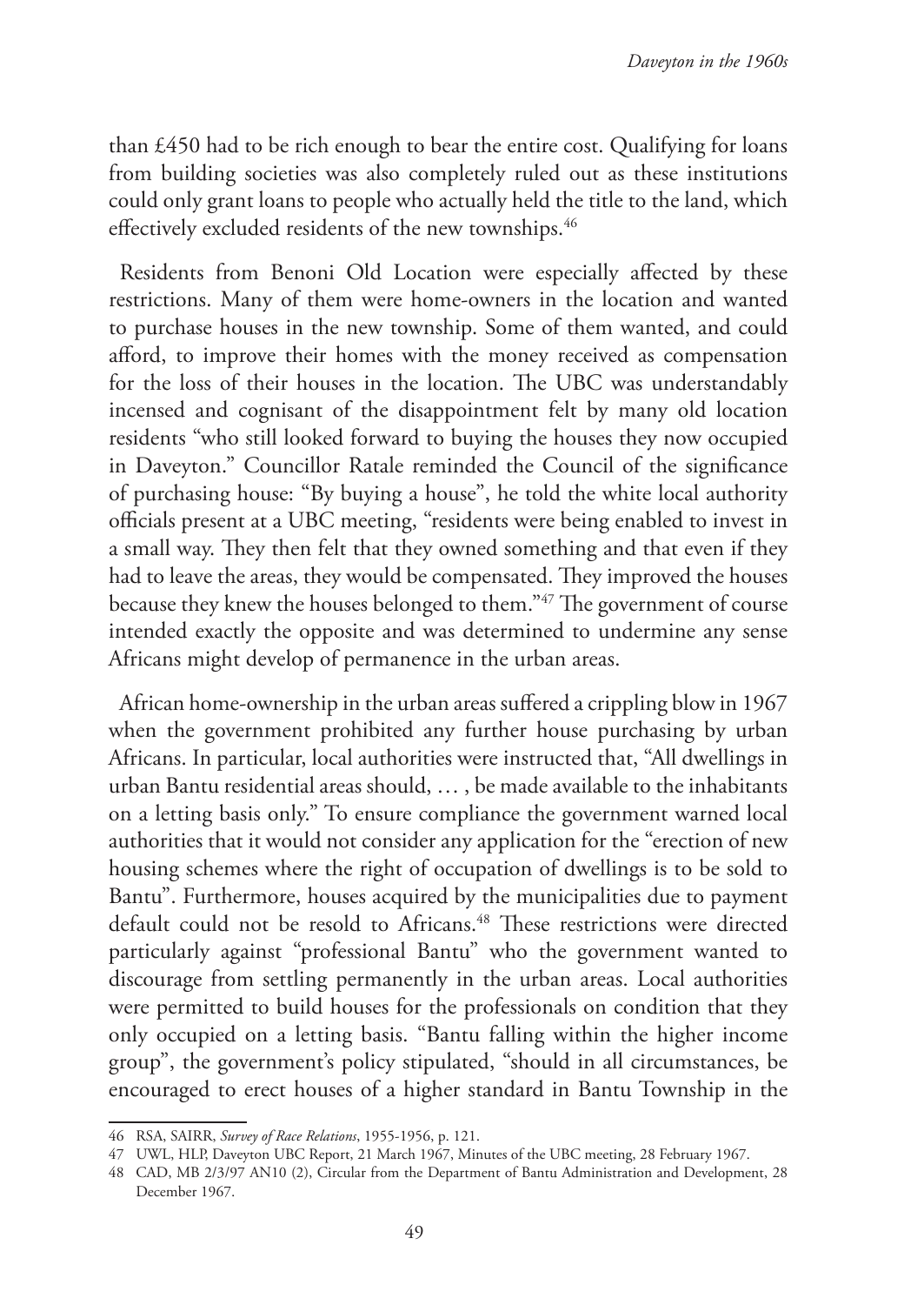than £450 had to be rich enough to bear the entire cost. Qualifying for loans from building societies was also completely ruled out as these institutions could only grant loans to people who actually held the title to the land, which effectively excluded residents of the new townships.[46]

Residents from Benoni Old Location were especially affected by these restrictions. Many of them were home-owners in the location and wanted to purchase houses in the new township. Some of them wanted, and could afford, to improve their homes with the money received as compensation for the loss of their houses in the location. The UBC was understandably incensed and cognisant of the disappointment felt by many old location residents "who still looked forward to buying the houses they now occupied in Daveyton." Councillor Ratale reminded the Council of the significance of purchasing house: "By buying a house", he told the white local authority officials present at a UBC meeting, "residents were being enabled to invest in a small way. They then felt that they owned something and that even if they had to leave the areas, they would be compensated. They improved the houses because they knew the houses belonged to them."[47] The government of course intended exactly the opposite and was determined to undermine any sense Africans might develop of permanence in the urban areas.

African home-ownership in the urban areas suffered a crippling blow in 1967 when the government prohibited any further house purchasing by urban Africans. In particular, local authorities were instructed that, "All dwellings in urban Bantu residential areas should, … , be made available to the inhabitants on a letting basis only." To ensure compliance the government warned local authorities that it would not consider any application for the "erection of new housing schemes where the right of occupation of dwellings is to be sold to Bantu". Furthermore, houses acquired by the municipalities due to payment default could not be resold to Africans.[48] These restrictions were directed particularly against "professional Bantu" who the government wanted to discourage from settling permanently in the urban areas. Local authorities were permitted to build houses for the professionals on condition that they only occupied on a letting basis. "Bantu falling within the higher income group", the government's policy stipulated, "should in all circumstances, be encouraged to erect houses of a higher standard in Bantu Township in the

46 RSA, SAIRR, *Survey of Race Relations*, 1955-1956, p. 121.

47 UWL, HLP, Daveyton UBC Report, 21 March 1967, Minutes of the UBC meeting, 28 February 1967.

48 CAD, MB 2/3/97 AN10 (2), Circular from the Department of Bantu Administration and Development, 28 December 1967.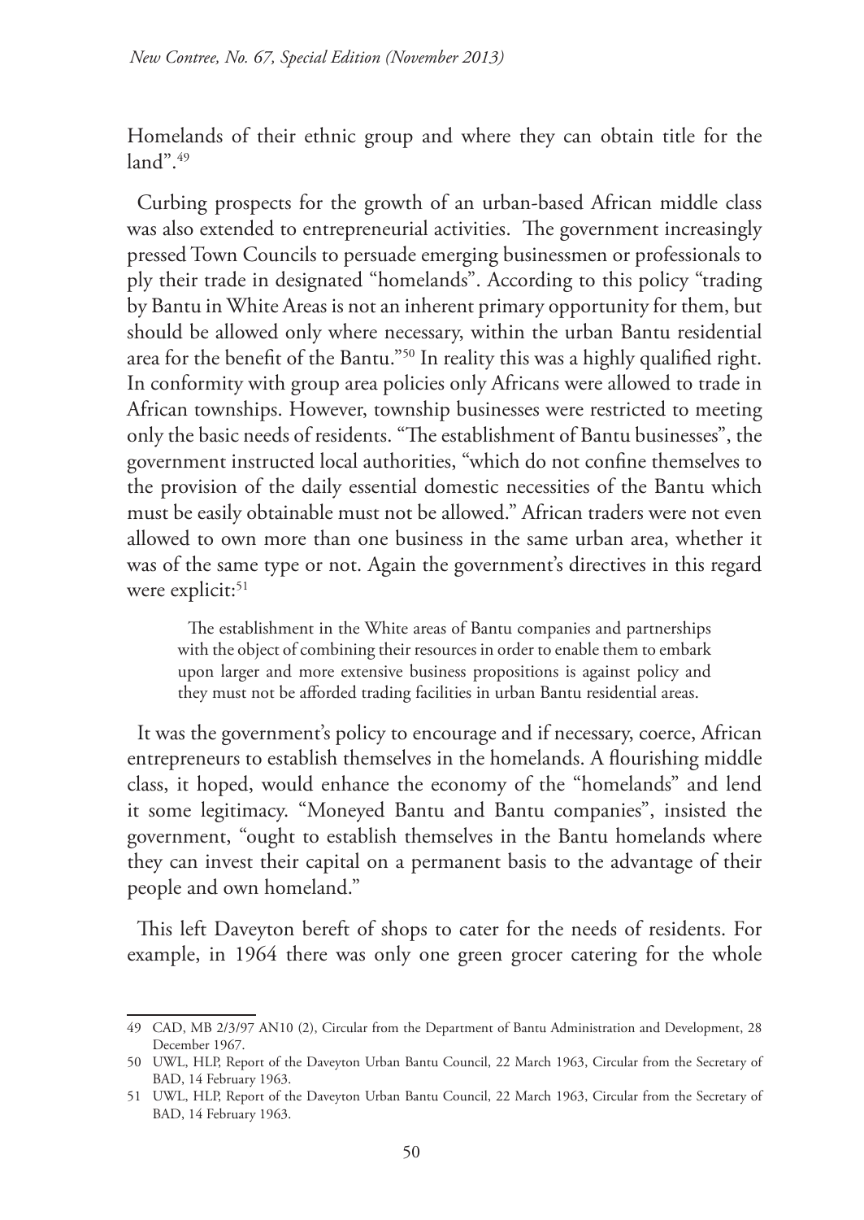Homelands of their ethnic group and where they can obtain title for the land".[49]

Curbing prospects for the growth of an urban-based African middle class was also extended to entrepreneurial activities. The government increasingly pressed Town Councils to persuade emerging businessmen or professionals to ply their trade in designated "homelands". According to this policy "trading by Bantu in White Areas is not an inherent primary opportunity for them, but should be allowed only where necessary, within the urban Bantu residential area for the benefit of the Bantu."[50] In reality this was a highly qualified right. In conformity with group area policies only Africans were allowed to trade in African townships. However, township businesses were restricted to meeting only the basic needs of residents. "The establishment of Bantu businesses", the government instructed local authorities, "which do not confine themselves to the provision of the daily essential domestic necessities of the Bantu which must be easily obtainable must not be allowed." African traders were not even allowed to own more than one business in the same urban area, whether it was of the same type or not. Again the government's directives in this regard were explicit:[51]

> The establishment in the White areas of Bantu companies and partnerships with the object of combining their resources in order to enable them to embark upon larger and more extensive business propositions is against policy and they must not be afforded trading facilities in urban Bantu residential areas.

It was the government's policy to encourage and if necessary, coerce, African entrepreneurs to establish themselves in the homelands. A flourishing middle class, it hoped, would enhance the economy of the "homelands" and lend it some legitimacy. "Moneyed Bantu and Bantu companies", insisted the government, "ought to establish themselves in the Bantu homelands where they can invest their capital on a permanent basis to the advantage of their people and own homeland."

This left Daveyton bereft of shops to cater for the needs of residents. For example, in 1964 there was only one green grocer catering for the whole

---

49 CAD, MB 2/3/97 AN10 (2), Circular from the Department of Bantu Administration and Development, 28 December 1967.

50 UWL, HLP, Report of the Daveyton Urban Bantu Council, 22 March 1963, Circular from the Secretary of BAD, 14 February 1963.

51 UWL, HLP, Report of the Daveyton Urban Bantu Council, 22 March 1963, Circular from the Secretary of BAD, 14 February 1963.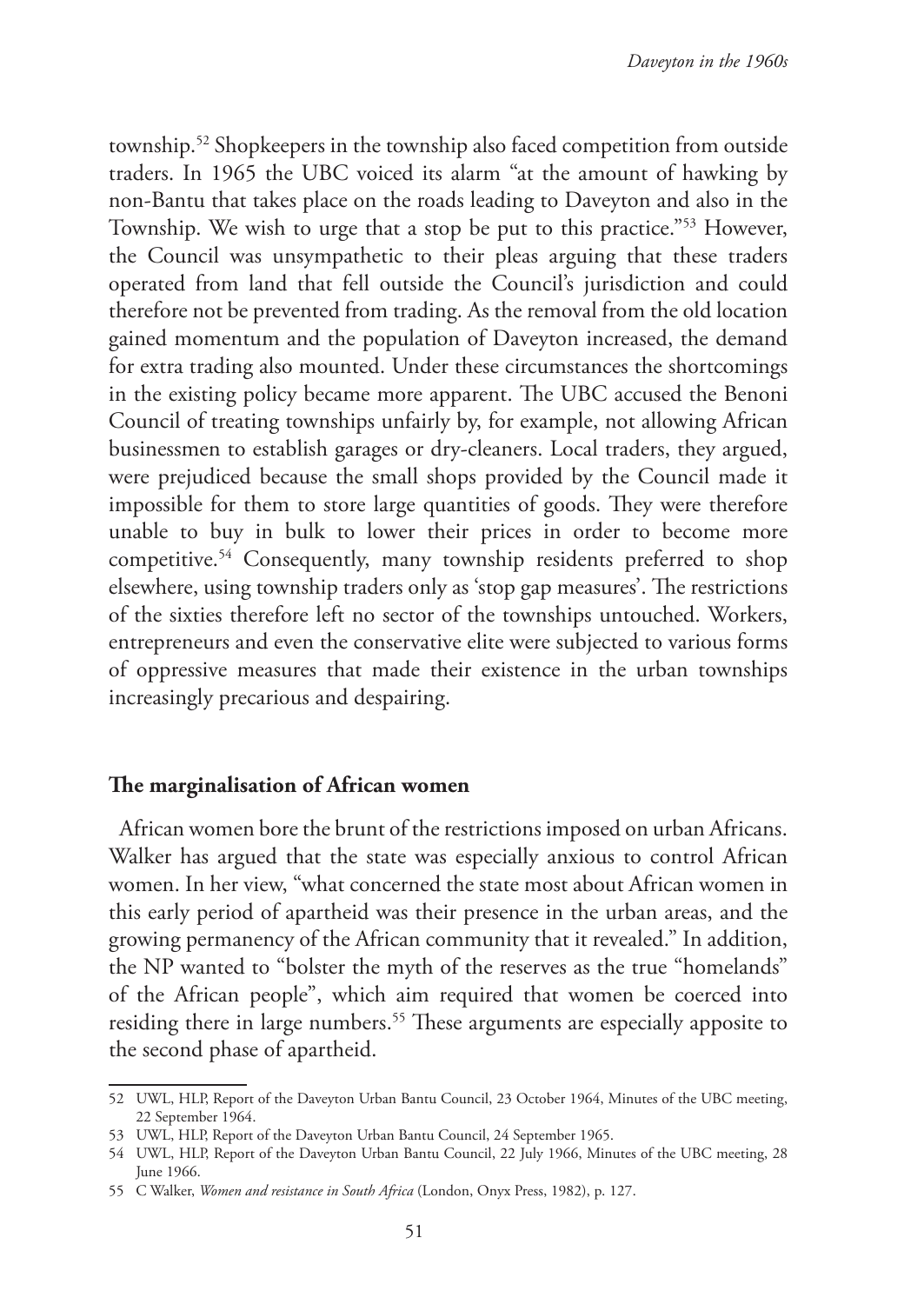township.[52] Shopkeepers in the township also faced competition from outside traders. In 1965 the UBC voiced its alarm "at the amount of hawking by non-Bantu that takes place on the roads leading to Daveyton and also in the Township. We wish to urge that a stop be put to this practice."[53] However, the Council was unsympathetic to their pleas arguing that these traders operated from land that fell outside the Council's jurisdiction and could therefore not be prevented from trading. As the removal from the old location gained momentum and the population of Daveyton increased, the demand for extra trading also mounted. Under these circumstances the shortcomings in the existing policy became more apparent. The UBC accused the Benoni Council of treating townships unfairly by, for example, not allowing African businessmen to establish garages or dry-cleaners. Local traders, they argued, were prejudiced because the small shops provided by the Council made it impossible for them to store large quantities of goods. They were therefore unable to buy in bulk to lower their prices in order to become more competitive.[54] Consequently, many township residents preferred to shop elsewhere, using township traders only as 'stop gap measures'. The restrictions of the sixties therefore left no sector of the townships untouched. Workers, entrepreneurs and even the conservative elite were subjected to various forms of oppressive measures that made their existence in the urban townships increasingly precarious and despairing.

## The marginalisation of African women

African women bore the brunt of the restrictions imposed on urban Africans. Walker has argued that the state was especially anxious to control African women. In her view, "what concerned the state most about African women in this early period of apartheid was their presence in the urban areas, and the growing permanency of the African community that it revealed." In addition, the NP wanted to "bolster the myth of the reserves as the true "homelands" of the African people", which aim required that women be coerced into residing there in large numbers.[55] These arguments are especially apposite to the second phase of apartheid.

---

52 UWL, HLP, Report of the Daveyton Urban Bantu Council, 23 October 1964, Minutes of the UBC meeting, 22 September 1964.

53 UWL, HLP, Report of the Daveyton Urban Bantu Council, 24 September 1965.

54 UWL, HLP, Report of the Daveyton Urban Bantu Council, 22 July 1966, Minutes of the UBC meeting, 28 June 1966.

55 C Walker, *Women and resistance in South Africa* (London, Onyx Press, 1982), p. 127.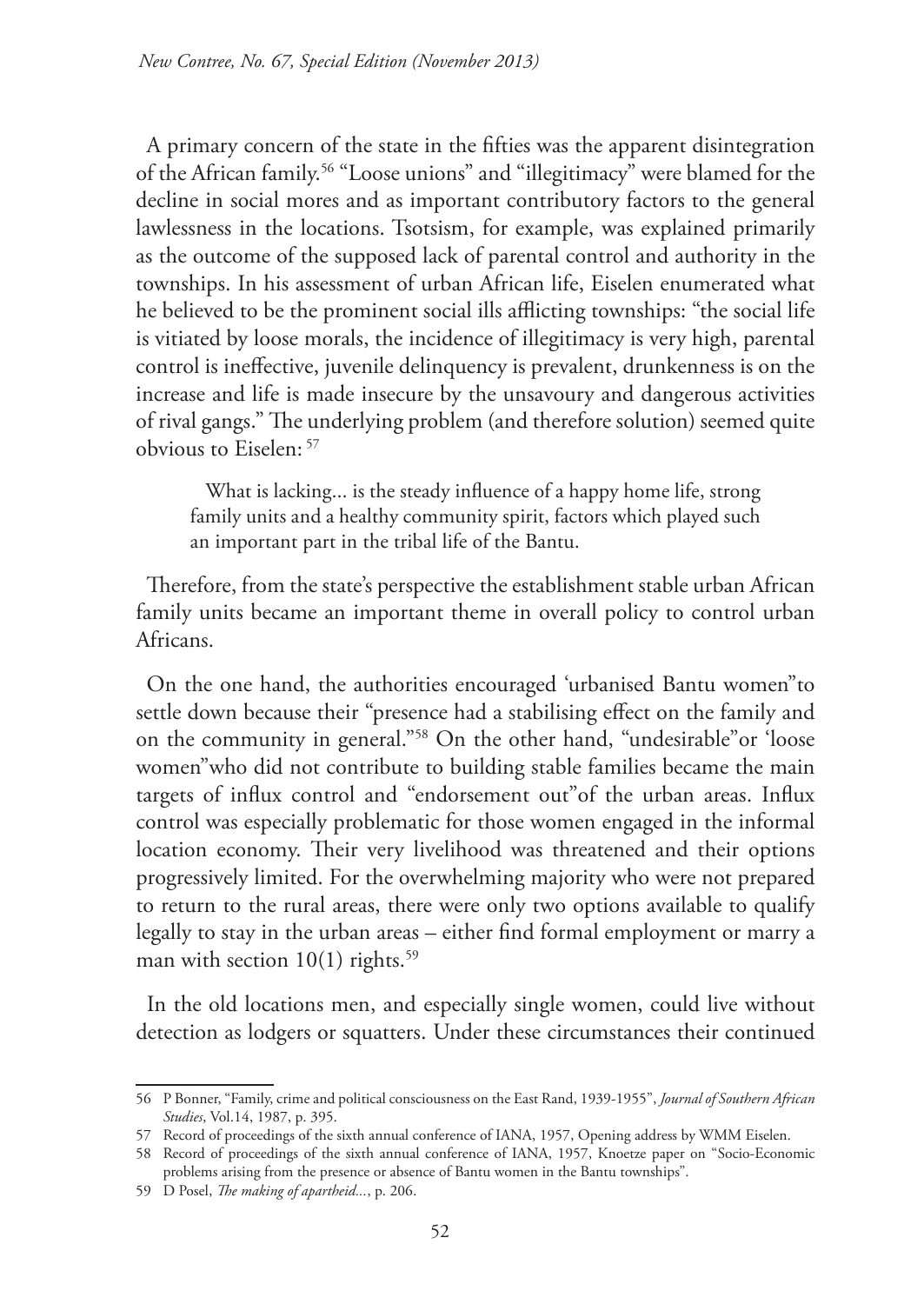A primary concern of the state in the fifties was the apparent disintegration of the African family.[56] "Loose unions" and "illegitimacy" were blamed for the decline in social mores and as important contributory factors to the general lawlessness in the locations. Tsotsism, for example, was explained primarily as the outcome of the supposed lack of parental control and authority in the townships. In his assessment of urban African life, Eiselen enumerated what he believed to be the prominent social ills afflicting townships: "the social life is vitiated by loose morals, the incidence of illegitimacy is very high, parental control is ineffective, juvenile delinquency is prevalent, drunkenness is on the increase and life is made insecure by the unsavoury and dangerous activities of rival gangs." The underlying problem (and therefore solution) seemed quite obvious to Eiselen: [57]

> What is lacking... is the steady influence of a happy home life, strong family units and a healthy community spirit, factors which played such an important part in the tribal life of the Bantu.

Therefore, from the state's perspective the establishment stable urban African family units became an important theme in overall policy to control urban Africans.

On the one hand, the authorities encouraged 'urbanised Bantu women"to settle down because their "presence had a stabilising effect on the family and on the community in general."[58] On the other hand, "undesirable"or 'loose women"who did not contribute to building stable families became the main targets of influx control and "endorsement out"of the urban areas. Influx control was especially problematic for those women engaged in the informal location economy. Their very livelihood was threatened and their options progressively limited. For the overwhelming majority who were not prepared to return to the rural areas, there were only two options available to qualify legally to stay in the urban areas – either find formal employment or marry a man with section 10(1) rights.[59]

In the old locations men, and especially single women, could live without detection as lodgers or squatters. Under these circumstances their continued

---

56 P Bonner, "Family, crime and political consciousness on the East Rand, 1939-1955", *Journal of Southern African Studies*, Vol.14, 1987, p. 395.

57 Record of proceedings of the sixth annual conference of IANA, 1957, Opening address by WMM Eiselen.

58 Record of proceedings of the sixth annual conference of IANA, 1957, Knoetze paper on "Socio-Economic problems arising from the presence or absence of Bantu women in the Bantu townships".

59 D Posel, *The making of apartheid...*, p. 206.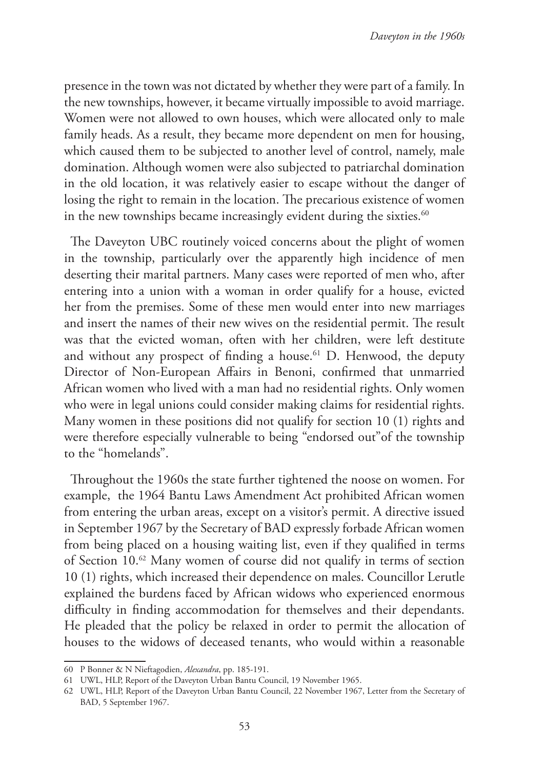presence in the town was not dictated by whether they were part of a family. In the new townships, however, it became virtually impossible to avoid marriage. Women were not allowed to own houses, which were allocated only to male family heads. As a result, they became more dependent on men for housing, which caused them to be subjected to another level of control, namely, male domination. Although women were also subjected to patriarchal domination in the old location, it was relatively easier to escape without the danger of losing the right to remain in the location. The precarious existence of women in the new townships became increasingly evident during the sixties.[60]

The Daveyton UBC routinely voiced concerns about the plight of women in the township, particularly over the apparently high incidence of men deserting their marital partners. Many cases were reported of men who, after entering into a union with a woman in order qualify for a house, evicted her from the premises. Some of these men would enter into new marriages and insert the names of their new wives on the residential permit. The result was that the evicted woman, often with her children, were left destitute and without any prospect of finding a house.[61] D. Henwood, the deputy Director of Non-European Affairs in Benoni, confirmed that unmarried African women who lived with a man had no residential rights. Only women who were in legal unions could consider making claims for residential rights. Many women in these positions did not qualify for section 10 (1) rights and were therefore especially vulnerable to being "endorsed out"of the township to the "homelands".

Throughout the 1960s the state further tightened the noose on women. For example, the 1964 Bantu Laws Amendment Act prohibited African women from entering the urban areas, except on a visitor's permit. A directive issued in September 1967 by the Secretary of BAD expressly forbade African women from being placed on a housing waiting list, even if they qualified in terms of Section 10.[62] Many women of course did not qualify in terms of section 10 (1) rights, which increased their dependence on males. Councillor Lerutle explained the burdens faced by African widows who experienced enormous difficulty in finding accommodation for themselves and their dependants. He pleaded that the policy be relaxed in order to permit the allocation of houses to the widows of deceased tenants, who would within a reasonable

60 P Bonner & N Nieftagodien, *Alexandra*, pp. 185-191.

61 UWL, HLP, Report of the Daveyton Urban Bantu Council, 19 November 1965.

62 UWL, HLP, Report of the Daveyton Urban Bantu Council, 22 November 1967, Letter from the Secretary of BAD, 5 September 1967.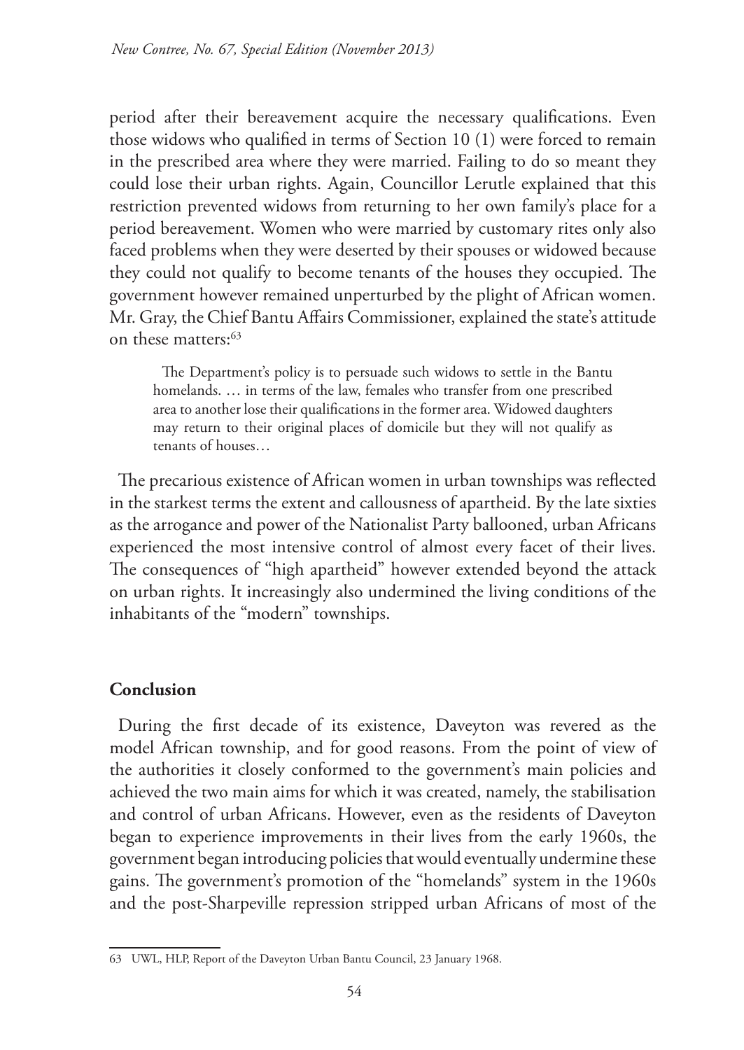period after their bereavement acquire the necessary qualifications. Even those widows who qualified in terms of Section 10 (1) were forced to remain in the prescribed area where they were married. Failing to do so meant they could lose their urban rights. Again, Councillor Lerutle explained that this restriction prevented widows from returning to her own family's place for a period bereavement. Women who were married by customary rites only also faced problems when they were deserted by their spouses or widowed because they could not qualify to become tenants of the houses they occupied. The government however remained unperturbed by the plight of African women. Mr. Gray, the Chief Bantu Affairs Commissioner, explained the state's attitude on these matters:[63]

> The Department's policy is to persuade such widows to settle in the Bantu homelands. … in terms of the law, females who transfer from one prescribed area to another lose their qualifications in the former area. Widowed daughters may return to their original places of domicile but they will not qualify as tenants of houses…

The precarious existence of African women in urban townships was reflected in the starkest terms the extent and callousness of apartheid. By the late sixties as the arrogance and power of the Nationalist Party ballooned, urban Africans experienced the most intensive control of almost every facet of their lives. The consequences of "high apartheid" however extended beyond the attack on urban rights. It increasingly also undermined the living conditions of the inhabitants of the "modern" townships.

## Conclusion

During the first decade of its existence, Daveyton was revered as the model African township, and for good reasons. From the point of view of the authorities it closely conformed to the government's main policies and achieved the two main aims for which it was created, namely, the stabilisation and control of urban Africans. However, even as the residents of Daveyton began to experience improvements in their lives from the early 1960s, the government began introducing policies that would eventually undermine these gains. The government's promotion of the "homelands" system in the 1960s and the post-Sharpeville repression stripped urban Africans of most of the

---

63 UWL, HLP, Report of the Daveyton Urban Bantu Council, 23 January 1968.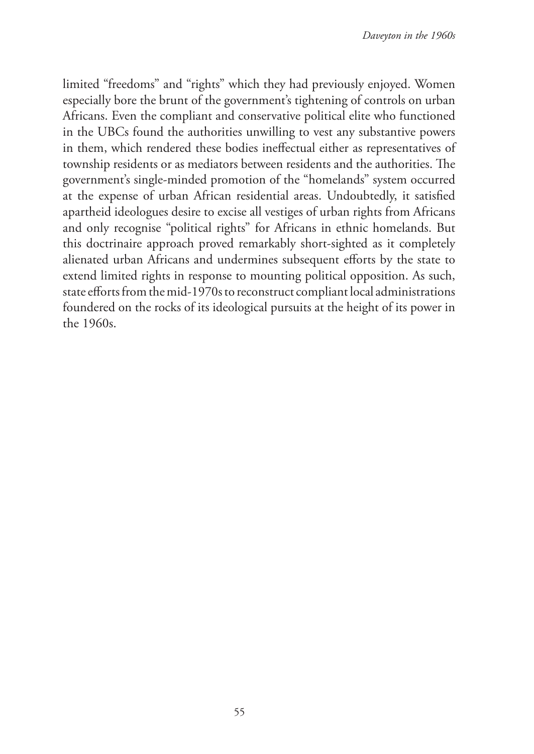limited "freedoms" and "rights" which they had previously enjoyed. Women especially bore the brunt of the government's tightening of controls on urban Africans. Even the compliant and conservative political elite who functioned in the UBCs found the authorities unwilling to vest any substantive powers in them, which rendered these bodies ineffectual either as representatives of township residents or as mediators between residents and the authorities. The government's single-minded promotion of the "homelands" system occurred at the expense of urban African residential areas. Undoubtedly, it satisfied apartheid ideologues desire to excise all vestiges of urban rights from Africans and only recognise "political rights" for Africans in ethnic homelands. But this doctrinaire approach proved remarkably short-sighted as it completely alienated urban Africans and undermines subsequent efforts by the state to extend limited rights in response to mounting political opposition. As such, state efforts from the mid-1970s to reconstruct compliant local administrations foundered on the rocks of its ideological pursuits at the height of its power in the 1960s.